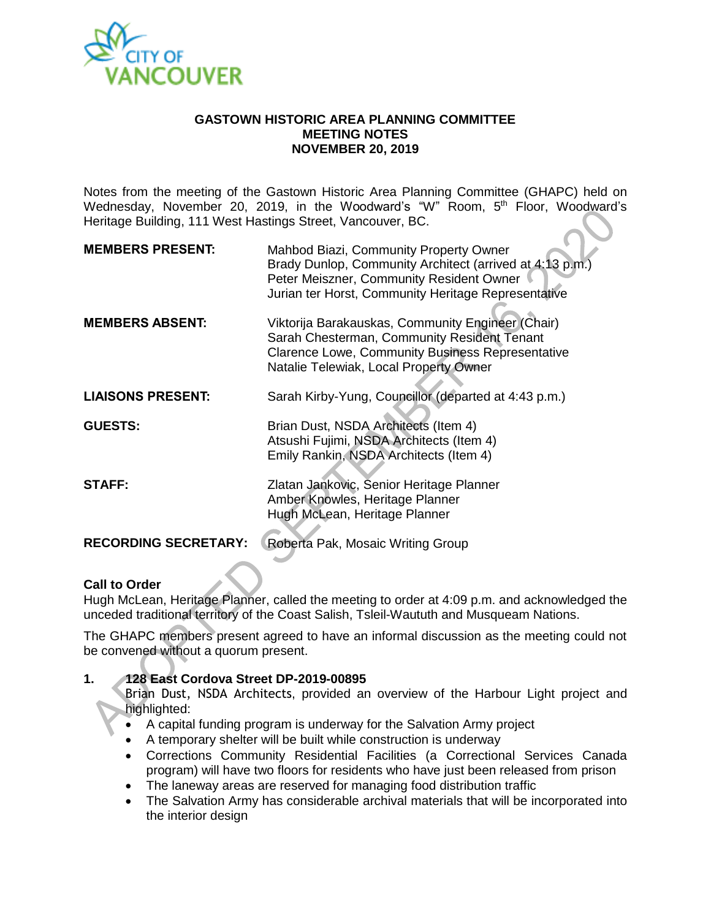# GASTOWN HISTORIC AREA PLANNING COMMITTEE
## MEETING NOTES
## NOVEMBER 20, 2019

Notes from the meeting of the Gastown Historic Area Planning Committee (GHAPC) held on Wednesday, November 20, 2019, in the Woodward's "W" Room, 5th Floor, Woodward's Heritage Building, 111 West Hastings Street, Vancouver, BC.

| | |
|---|---|
| **MEMBERS PRESENT:** | Mahbod Biazi, Community Property Owner<br>Brady Dunlop, Community Architect (arrived at 4:13 p.m.)<br>Peter Meiszner, Community Resident Owner<br>Jurian ter Horst, Community Heritage Representative |
| **MEMBERS ABSENT:** | Viktorija Barakauskas, Community Engineer (Chair)<br>Sarah Chesterman, Community Resident Tenant<br>Clarence Lowe, Community Business Representative<br>Natalie Telewiak, Local Property Owner |
| **LIAISONS PRESENT:** | Sarah Kirby-Yung, Councillor (departed at 4:43 p.m.) |
| **GUESTS:** | Brian Dust, NSDA Architects (Item 4)<br>Atsushi Fujimi, NSDA Architects (Item 4)<br>Emily Rankin, NSDA Architects (Item 4) |
| **STAFF:** | Zlatan Jankovic, Senior Heritage Planner<br>Amber Knowles, Heritage Planner<br>Hugh McLean, Heritage Planner |
| **RECORDING SECRETARY:** | Roberta Pak, Mosaic Writing Group |

**Call to Order**

Hugh McLean, Heritage Planner, called the meeting to order at 4:09 p.m. and acknowledged the unceded traditional territory of the Coast Salish, Tsleil-Waututh and Musqueam Nations.

The GHAPC members present agreed to have an informal discussion as the meeting could not be convened without a quorum present.

**1. 128 East Cordova Street DP-2019-00895**

Brian Dust, NSDA Architects, provided an overview of the Harbour Light project and highlighted:

- A capital funding program is underway for the Salvation Army project
- A temporary shelter will be built while construction is underway
- Corrections Community Residential Facilities (a Correctional Services Canada program) will have two floors for residents who have just been released from prison
- The laneway areas are reserved for managing food distribution traffic
- The Salvation Army has considerable archival materials that will be incorporated into the interior design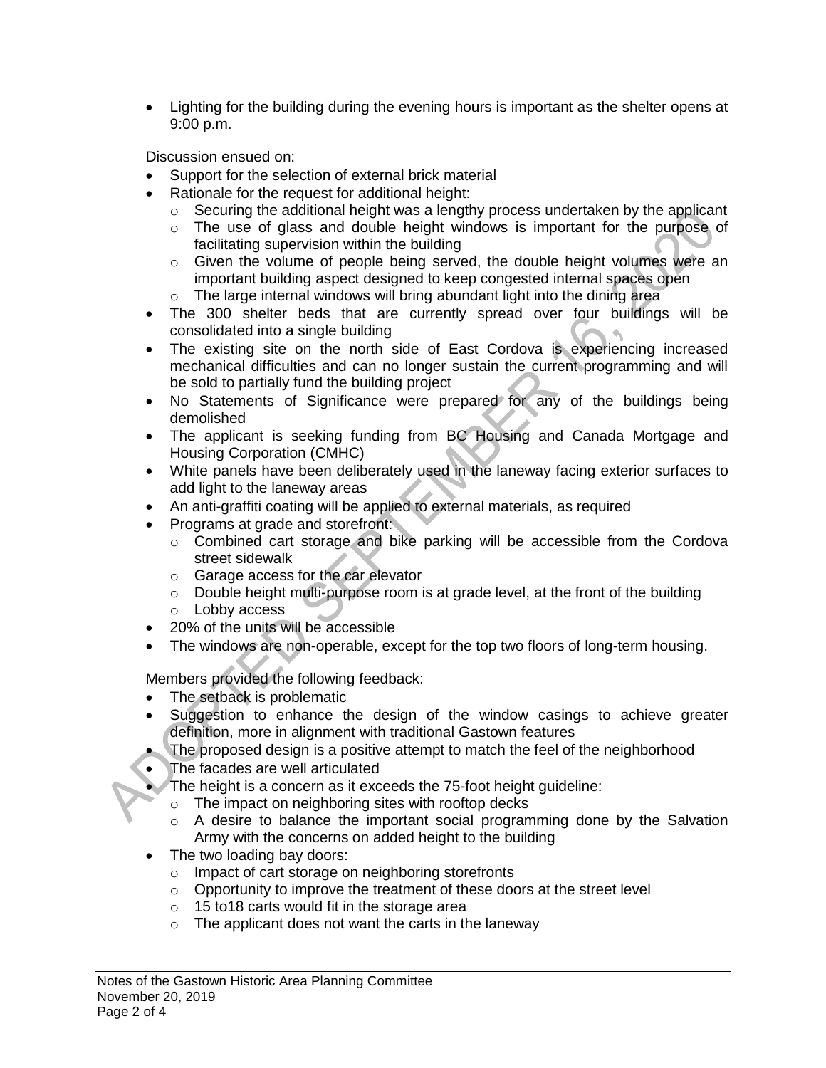- Lighting for the building during the evening hours is important as the shelter opens at 9:00 p.m.

Discussion ensued on:

- Support for the selection of external brick material
- Rationale for the request for additional height:
  - Securing the additional height was a lengthy process undertaken by the applicant
  - The use of glass and double height windows is important for the purpose of facilitating supervision within the building
  - Given the volume of people being served, the double height volumes were an important building aspect designed to keep congested internal spaces open
  - The large internal windows will bring abundant light into the dining area
- The 300 shelter beds that are currently spread over four buildings will be consolidated into a single building
- The existing site on the north side of East Cordova is experiencing increased mechanical difficulties and can no longer sustain the current programming and will be sold to partially fund the building project
- No Statements of Significance were prepared for any of the buildings being demolished
- The applicant is seeking funding from BC Housing and Canada Mortgage and Housing Corporation (CMHC)
- White panels have been deliberately used in the laneway facing exterior surfaces to add light to the laneway areas
- An anti-graffiti coating will be applied to external materials, as required
- Programs at grade and storefront:
  - Combined cart storage and bike parking will be accessible from the Cordova street sidewalk
  - Garage access for the car elevator
  - Double height multi-purpose room is at grade level, at the front of the building
  - Lobby access
- 20% of the units will be accessible
- The windows are non-operable, except for the top two floors of long-term housing.

Members provided the following feedback:

- The setback is problematic
- Suggestion to enhance the design of the window casings to achieve greater definition, more in alignment with traditional Gastown features
- The proposed design is a positive attempt to match the feel of the neighborhood
- The facades are well articulated
- The height is a concern as it exceeds the 75-foot height guideline:
  - The impact on neighboring sites with rooftop decks
  - A desire to balance the important social programming done by the Salvation Army with the concerns on added height to the building
- The two loading bay doors:
  - Impact of cart storage on neighboring storefronts
  - Opportunity to improve the treatment of these doors at the street level
  - 15 to18 carts would fit in the storage area
  - The applicant does not want the carts in the laneway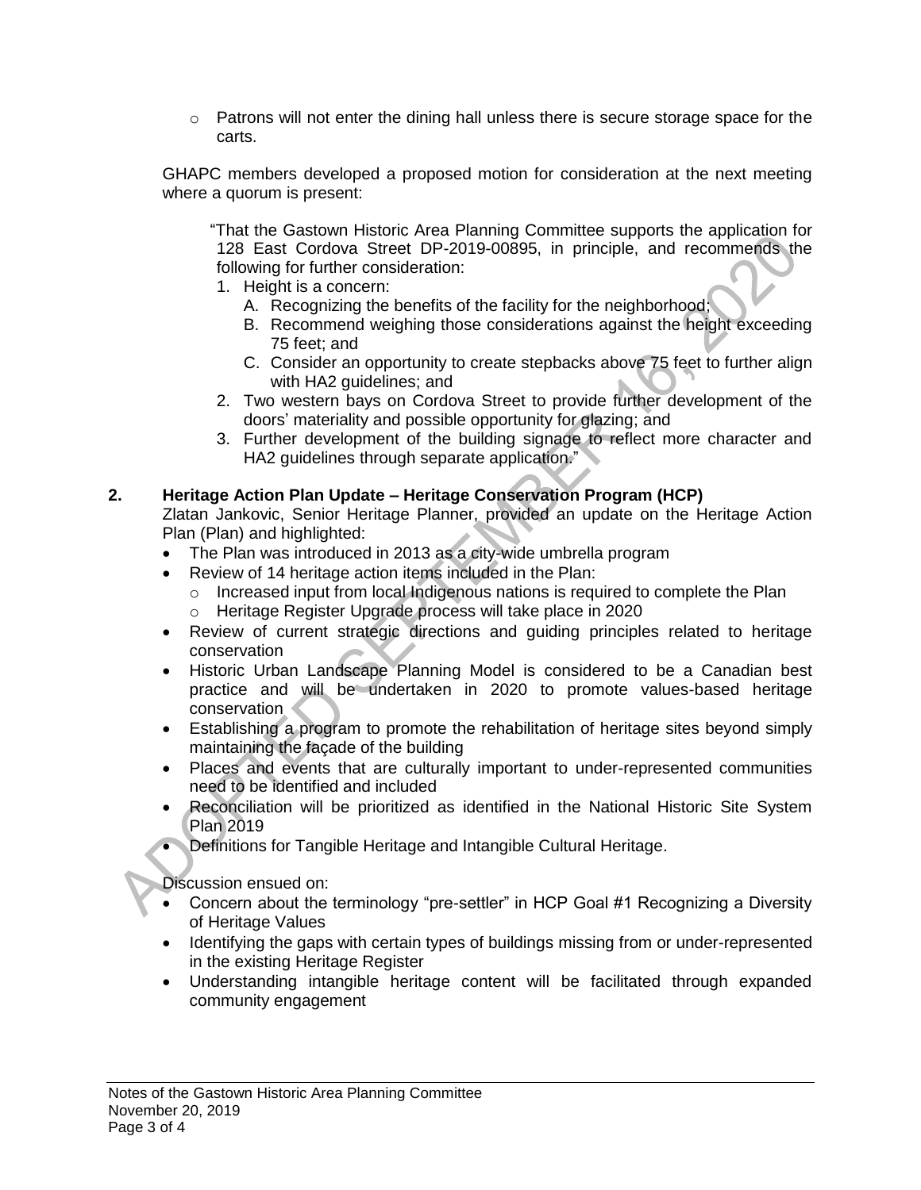- Patrons will not enter the dining hall unless there is secure storage space for the carts.

GHAPC members developed a proposed motion for consideration at the next meeting where a quorum is present:

> "That the Gastown Historic Area Planning Committee supports the application for 128 East Cordova Street DP-2019-00895, in principle, and recommends the following for further consideration:
>
> 1. Height is a concern:
>    A. Recognizing the benefits of the facility for the neighborhood;
>    B. Recommend weighing those considerations against the height exceeding 75 feet; and
>    C. Consider an opportunity to create stepbacks above 75 feet to further align with HA2 guidelines; and
> 2. Two western bays on Cordova Street to provide further development of the doors' materiality and possible opportunity for glazing; and
> 3. Further development of the building signage to reflect more character and HA2 guidelines through separate application."

**2. Heritage Action Plan Update – Heritage Conservation Program (HCP)**

Zlatan Jankovic, Senior Heritage Planner, provided an update on the Heritage Action Plan (Plan) and highlighted:

- The Plan was introduced in 2013 as a city-wide umbrella program
- Review of 14 heritage action items included in the Plan:
  - Increased input from local Indigenous nations is required to complete the Plan
  - Heritage Register Upgrade process will take place in 2020
- Review of current strategic directions and guiding principles related to heritage conservation
- Historic Urban Landscape Planning Model is considered to be a Canadian best practice and will be undertaken in 2020 to promote values-based heritage conservation
- Establishing a program to promote the rehabilitation of heritage sites beyond simply maintaining the façade of the building
- Places and events that are culturally important to under-represented communities need to be identified and included
- Reconciliation will be prioritized as identified in the National Historic Site System Plan 2019
- Definitions for Tangible Heritage and Intangible Cultural Heritage.

Discussion ensued on:

- Concern about the terminology "pre-settler" in HCP Goal #1 Recognizing a Diversity of Heritage Values
- Identifying the gaps with certain types of buildings missing from or under-represented in the existing Heritage Register
- Understanding intangible heritage content will be facilitated through expanded community engagement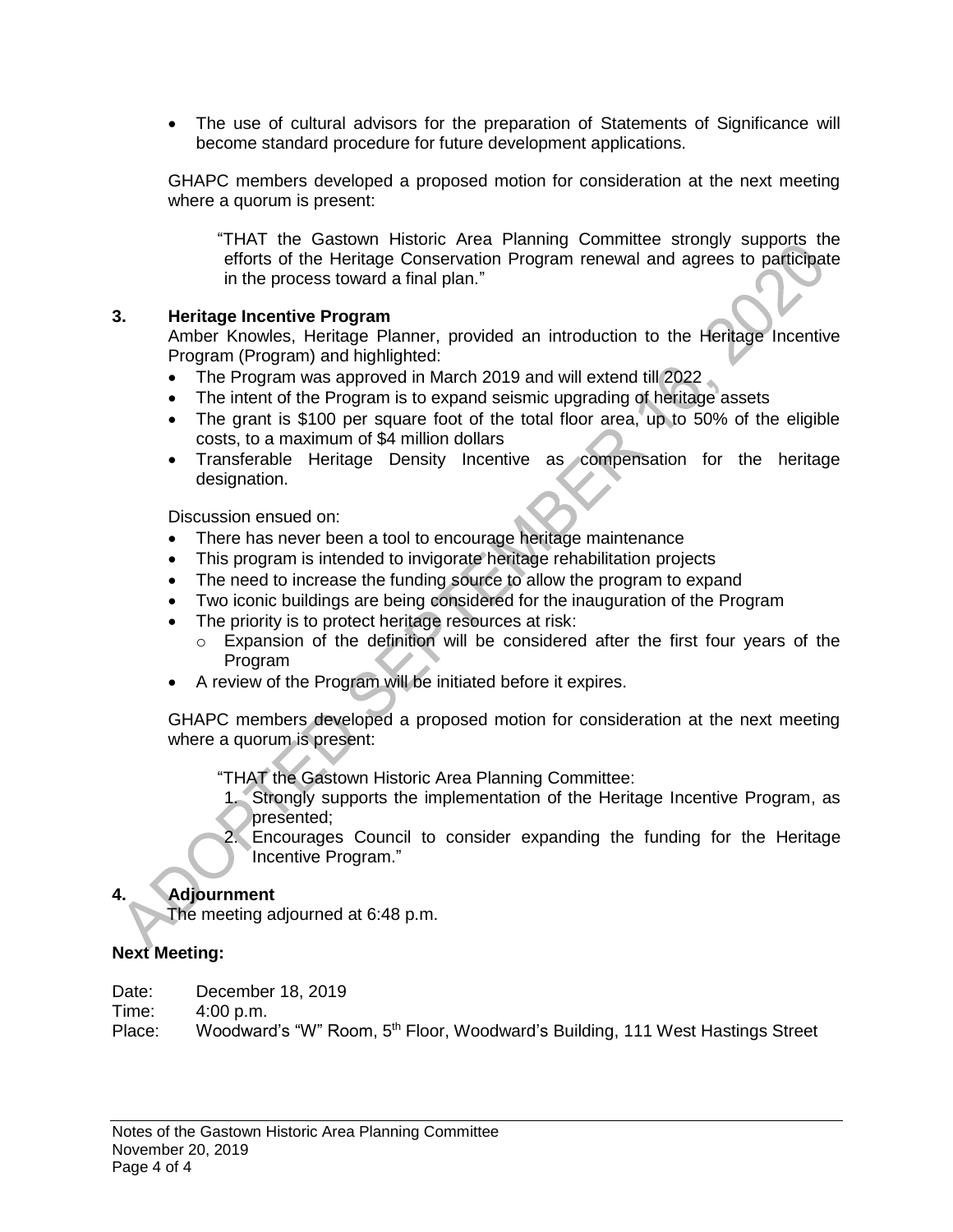- The use of cultural advisors for the preparation of Statements of Significance will become standard procedure for future development applications.

GHAPC members developed a proposed motion for consideration at the next meeting where a quorum is present:

> "THAT the Gastown Historic Area Planning Committee strongly supports the efforts of the Heritage Conservation Program renewal and agrees to participate in the process toward a final plan."

**3. Heritage Incentive Program**

Amber Knowles, Heritage Planner, provided an introduction to the Heritage Incentive Program (Program) and highlighted:

- The Program was approved in March 2019 and will extend till 2022
- The intent of the Program is to expand seismic upgrading of heritage assets
- The grant is $100 per square foot of the total floor area, up to 50% of the eligible costs, to a maximum of $4 million dollars
- Transferable Heritage Density Incentive as compensation for the heritage designation.

Discussion ensued on:

- There has never been a tool to encourage heritage maintenance
- This program is intended to invigorate heritage rehabilitation projects
- The need to increase the funding source to allow the program to expand
- Two iconic buildings are being considered for the inauguration of the Program
- The priority is to protect heritage resources at risk:
  - Expansion of the definition will be considered after the first four years of the Program
- A review of the Program will be initiated before it expires.

GHAPC members developed a proposed motion for consideration at the next meeting where a quorum is present:

> "THAT the Gastown Historic Area Planning Committee:
> 1. Strongly supports the implementation of the Heritage Incentive Program, as presented;
> 2. Encourages Council to consider expanding the funding for the Heritage Incentive Program."

**4. Adjournment**

The meeting adjourned at 6:48 p.m.

**Next Meeting:**

Date: December 18, 2019
Time: 4:00 p.m.
Place: Woodward's "W" Room, 5th Floor, Woodward's Building, 111 West Hastings Street

ADOPTED SEPTEMBER 16, 2020